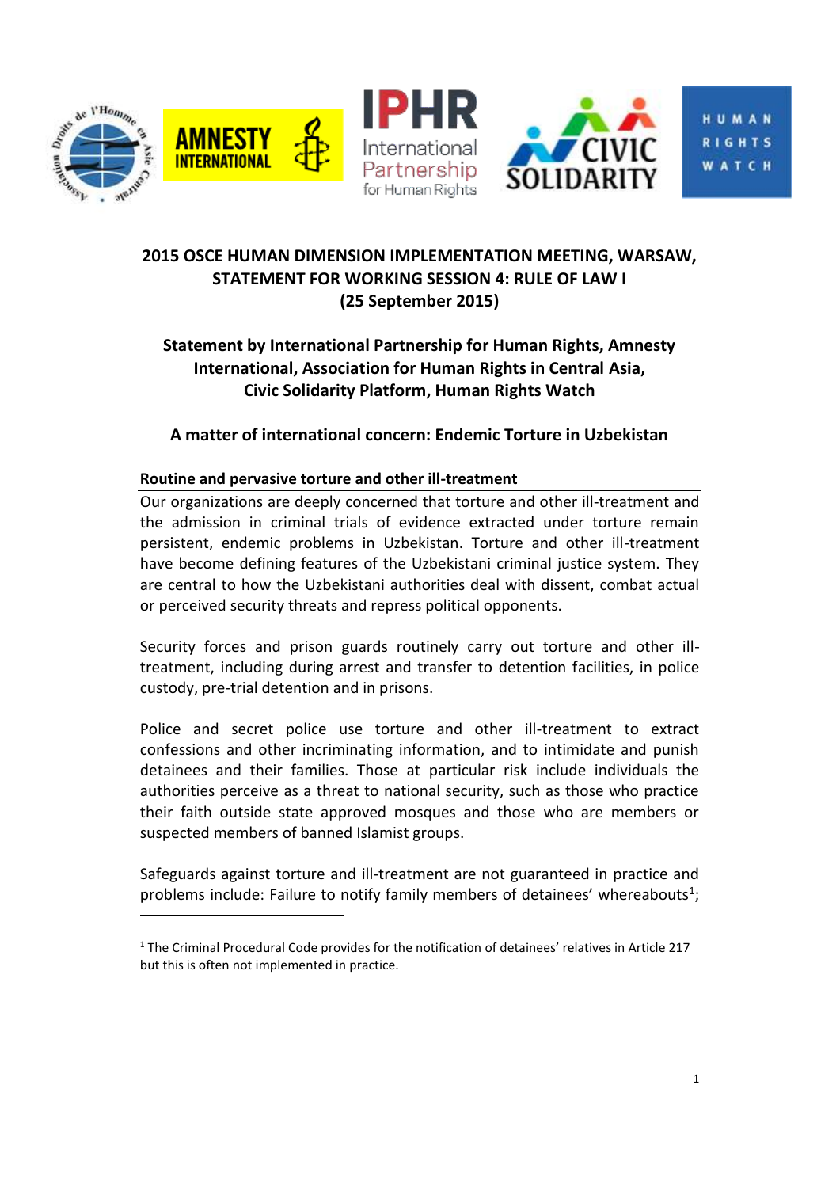## 2015 OSCE HUMAN DIMENSION IMPLEMENTATION MEETING, WARSAW, STATEMENT FOR WORKING SESSION 4: RULE OF LAW I (25 September 2015)

## Statement by International Partnership for Human Rights, Amnesty International, Association for Human Rights in Central Asia, Civic Solidarity Platform, Human Rights Watch

## A matter of international concern: Endemic Torture in Uzbekistan

### Routine and pervasive torture and other ill-treatment

Our organizations are deeply concerned that torture and other ill-treatment and the admission in criminal trials of evidence extracted under torture remain persistent, endemic problems in Uzbekistan. Torture and other ill-treatment have become defining features of the Uzbekistani criminal justice system. They are central to how the Uzbekistani authorities deal with dissent, combat actual or perceived security threats and repress political opponents.

Security forces and prison guards routinely carry out torture and other ill-treatment, including during arrest and transfer to detention facilities, in police custody, pre-trial detention and in prisons.

Police and secret police use torture and other ill-treatment to extract confessions and other incriminating information, and to intimidate and punish detainees and their families. Those at particular risk include individuals the authorities perceive as a threat to national security, such as those who practice their faith outside state approved mosques and those who are members or suspected members of banned Islamist groups.

Safeguards against torture and ill-treatment are not guaranteed in practice and problems include: Failure to notify family members of detainees' whereabouts[1];

[1] The Criminal Procedural Code provides for the notification of detainees' relatives in Article 217 but this is often not implemented in practice.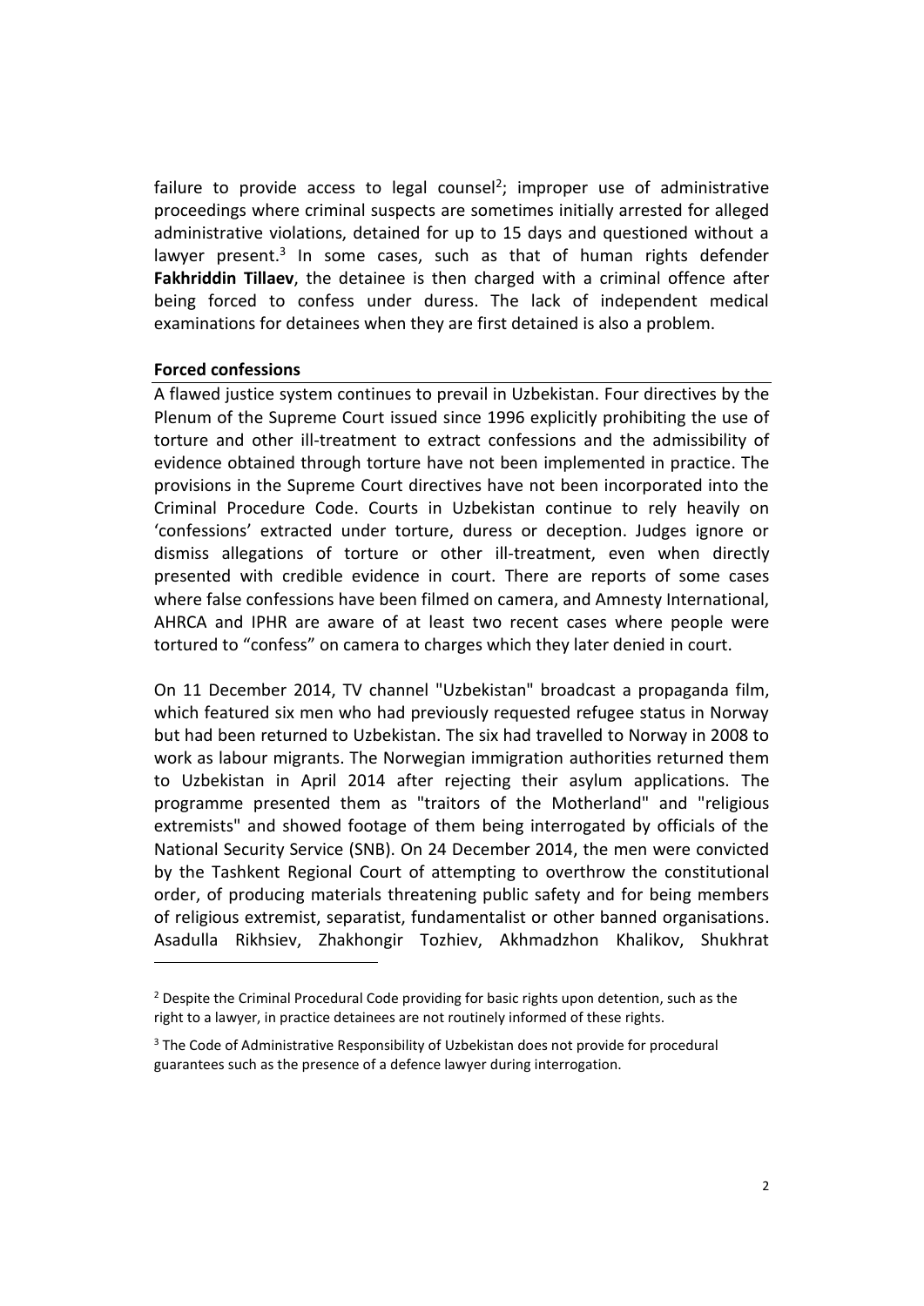failure to provide access to legal counsel[2]; improper use of administrative proceedings where criminal suspects are sometimes initially arrested for alleged administrative violations, detained for up to 15 days and questioned without a lawyer present.[3] In some cases, such as that of human rights defender **Fakhriddin Tillaev**, the detainee is then charged with a criminal offence after being forced to confess under duress. The lack of independent medical examinations for detainees when they are first detained is also a problem.

**Forced confessions**

A flawed justice system continues to prevail in Uzbekistan. Four directives by the Plenum of the Supreme Court issued since 1996 explicitly prohibiting the use of torture and other ill-treatment to extract confessions and the admissibility of evidence obtained through torture have not been implemented in practice. The provisions in the Supreme Court directives have not been incorporated into the Criminal Procedure Code. Courts in Uzbekistan continue to rely heavily on 'confessions' extracted under torture, duress or deception. Judges ignore or dismiss allegations of torture or other ill-treatment, even when directly presented with credible evidence in court. There are reports of some cases where false confessions have been filmed on camera, and Amnesty International, AHRCA and IPHR are aware of at least two recent cases where people were tortured to "confess" on camera to charges which they later denied in court.

On 11 December 2014, TV channel "Uzbekistan" broadcast a propaganda film, which featured six men who had previously requested refugee status in Norway but had been returned to Uzbekistan. The six had travelled to Norway in 2008 to work as labour migrants. The Norwegian immigration authorities returned them to Uzbekistan in April 2014 after rejecting their asylum applications. The programme presented them as "traitors of the Motherland" and "religious extremists" and showed footage of them being interrogated by officials of the National Security Service (SNB). On 24 December 2014, the men were convicted by the Tashkent Regional Court of attempting to overthrow the constitutional order, of producing materials threatening public safety and for being members of religious extremist, separatist, fundamentalist or other banned organisations. Asadulla Rikhsiev, Zhakhongir Tozhiev, Akhmadzhon Khalikov, Shukhrat

[2] Despite the Criminal Procedural Code providing for basic rights upon detention, such as the right to a lawyer, in practice detainees are not routinely informed of these rights.

[3] The Code of Administrative Responsibility of Uzbekistan does not provide for procedural guarantees such as the presence of a defence lawyer during interrogation.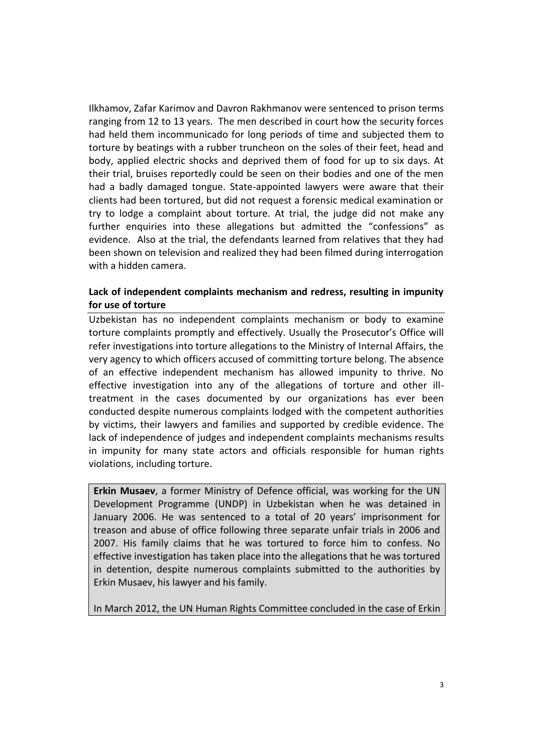Ilkhamov, Zafar Karimov and Davron Rakhmanov were sentenced to prison terms ranging from 12 to 13 years. The men described in court how the security forces had held them incommunicado for long periods of time and subjected them to torture by beatings with a rubber truncheon on the soles of their feet, head and body, applied electric shocks and deprived them of food for up to six days. At their trial, bruises reportedly could be seen on their bodies and one of the men had a badly damaged tongue. State-appointed lawyers were aware that their clients had been tortured, but did not request a forensic medical examination or try to lodge a complaint about torture. At trial, the judge did not make any further enquiries into these allegations but admitted the "confessions" as evidence. Also at the trial, the defendants learned from relatives that they had been shown on television and realized they had been filmed during interrogation with a hidden camera.

## Lack of independent complaints mechanism and redress, resulting in impunity for use of torture

Uzbekistan has no independent complaints mechanism or body to examine torture complaints promptly and effectively. Usually the Prosecutor's Office will refer investigations into torture allegations to the Ministry of Internal Affairs, the very agency to which officers accused of committing torture belong. The absence of an effective independent mechanism has allowed impunity to thrive. No effective investigation into any of the allegations of torture and other ill-treatment in the cases documented by our organizations has ever been conducted despite numerous complaints lodged with the competent authorities by victims, their lawyers and families and supported by credible evidence. The lack of independence of judges and independent complaints mechanisms results in impunity for many state actors and officials responsible for human rights violations, including torture.

**Erkin Musaev**, a former Ministry of Defence official, was working for the UN Development Programme (UNDP) in Uzbekistan when he was detained in January 2006. He was sentenced to a total of 20 years' imprisonment for treason and abuse of office following three separate unfair trials in 2006 and 2007. His family claims that he was tortured to force him to confess. No effective investigation has taken place into the allegations that he was tortured in detention, despite numerous complaints submitted to the authorities by Erkin Musaev, his lawyer and his family.

In March 2012, the UN Human Rights Committee concluded in the case of Erkin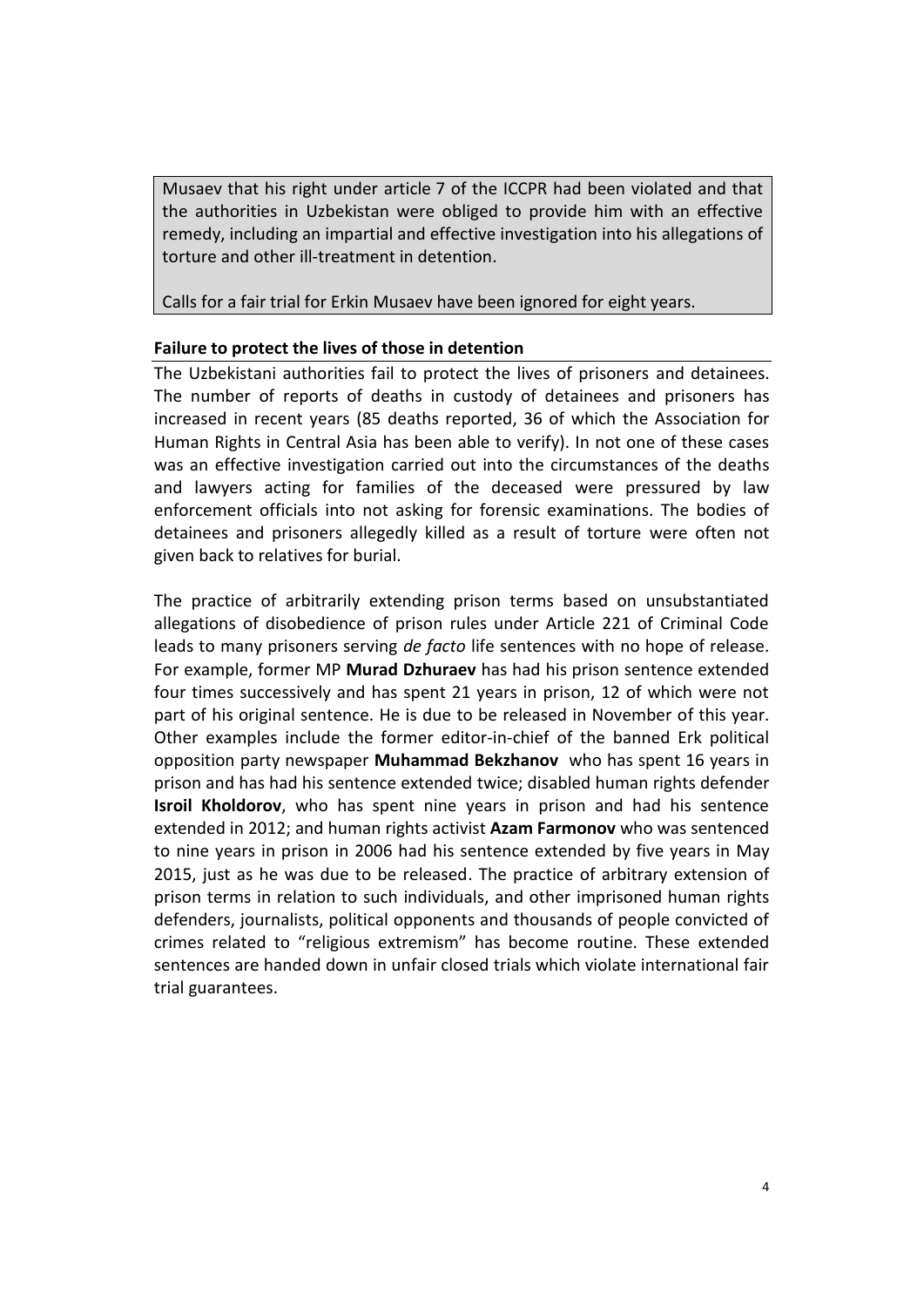Musaev that his right under article 7 of the ICCPR had been violated and that the authorities in Uzbekistan were obliged to provide him with an effective remedy, including an impartial and effective investigation into his allegations of torture and other ill-treatment in detention.

Calls for a fair trial for Erkin Musaev have been ignored for eight years.

**Failure to protect the lives of those in detention**

The Uzbekistani authorities fail to protect the lives of prisoners and detainees. The number of reports of deaths in custody of detainees and prisoners has increased in recent years (85 deaths reported, 36 of which the Association for Human Rights in Central Asia has been able to verify). In not one of these cases was an effective investigation carried out into the circumstances of the deaths and lawyers acting for families of the deceased were pressured by law enforcement officials into not asking for forensic examinations. The bodies of detainees and prisoners allegedly killed as a result of torture were often not given back to relatives for burial.

The practice of arbitrarily extending prison terms based on unsubstantiated allegations of disobedience of prison rules under Article 221 of Criminal Code leads to many prisoners serving *de facto* life sentences with no hope of release. For example, former MP **Murad Dzhuraev** has had his prison sentence extended four times successively and has spent 21 years in prison, 12 of which were not part of his original sentence. He is due to be released in November of this year. Other examples include the former editor-in-chief of the banned Erk political opposition party newspaper **Muhammad Bekzhanov** who has spent 16 years in prison and has had his sentence extended twice; disabled human rights defender **Isroil Kholdorov**, who has spent nine years in prison and had his sentence extended in 2012; and human rights activist **Azam Farmonov** who was sentenced to nine years in prison in 2006 had his sentence extended by five years in May 2015, just as he was due to be released. The practice of arbitrary extension of prison terms in relation to such individuals, and other imprisoned human rights defenders, journalists, political opponents and thousands of people convicted of crimes related to "religious extremism" has become routine. These extended sentences are handed down in unfair closed trials which violate international fair trial guarantees.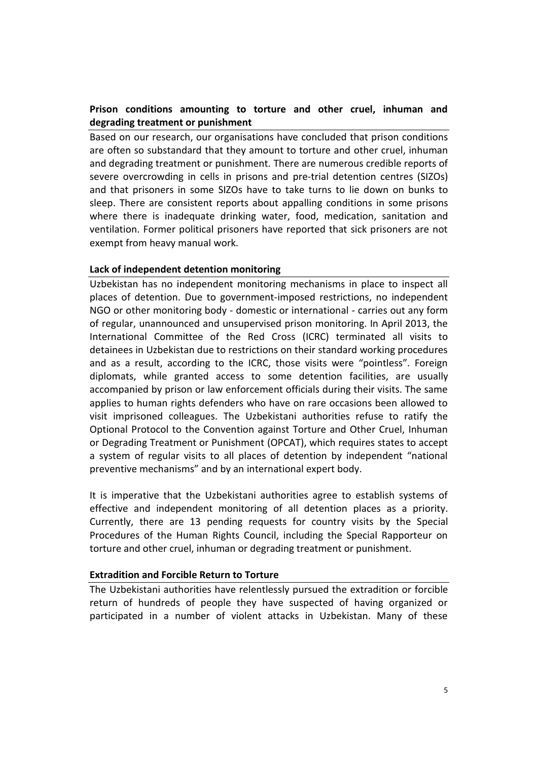**Prison conditions amounting to torture and other cruel, inhuman and degrading treatment or punishment**

Based on our research, our organisations have concluded that prison conditions are often so substandard that they amount to torture and other cruel, inhuman and degrading treatment or punishment. There are numerous credible reports of severe overcrowding in cells in prisons and pre-trial detention centres (SIZOs) and that prisoners in some SIZOs have to take turns to lie down on bunks to sleep. There are consistent reports about appalling conditions in some prisons where there is inadequate drinking water, food, medication, sanitation and ventilation. Former political prisoners have reported that sick prisoners are not exempt from heavy manual work.

**Lack of independent detention monitoring**

Uzbekistan has no independent monitoring mechanisms in place to inspect all places of detention. Due to government-imposed restrictions, no independent NGO or other monitoring body - domestic or international - carries out any form of regular, unannounced and unsupervised prison monitoring. In April 2013, the International Committee of the Red Cross (ICRC) terminated all visits to detainees in Uzbekistan due to restrictions on their standard working procedures and as a result, according to the ICRC, those visits were "pointless". Foreign diplomats, while granted access to some detention facilities, are usually accompanied by prison or law enforcement officials during their visits. The same applies to human rights defenders who have on rare occasions been allowed to visit imprisoned colleagues. The Uzbekistani authorities refuse to ratify the Optional Protocol to the Convention against Torture and Other Cruel, Inhuman or Degrading Treatment or Punishment (OPCAT), which requires states to accept a system of regular visits to all places of detention by independent "national preventive mechanisms" and by an international expert body.

It is imperative that the Uzbekistani authorities agree to establish systems of effective and independent monitoring of all detention places as a priority. Currently, there are 13 pending requests for country visits by the Special Procedures of the Human Rights Council, including the Special Rapporteur on torture and other cruel, inhuman or degrading treatment or punishment.

**Extradition and Forcible Return to Torture**

The Uzbekistani authorities have relentlessly pursued the extradition or forcible return of hundreds of people they have suspected of having organized or participated in a number of violent attacks in Uzbekistan. Many of these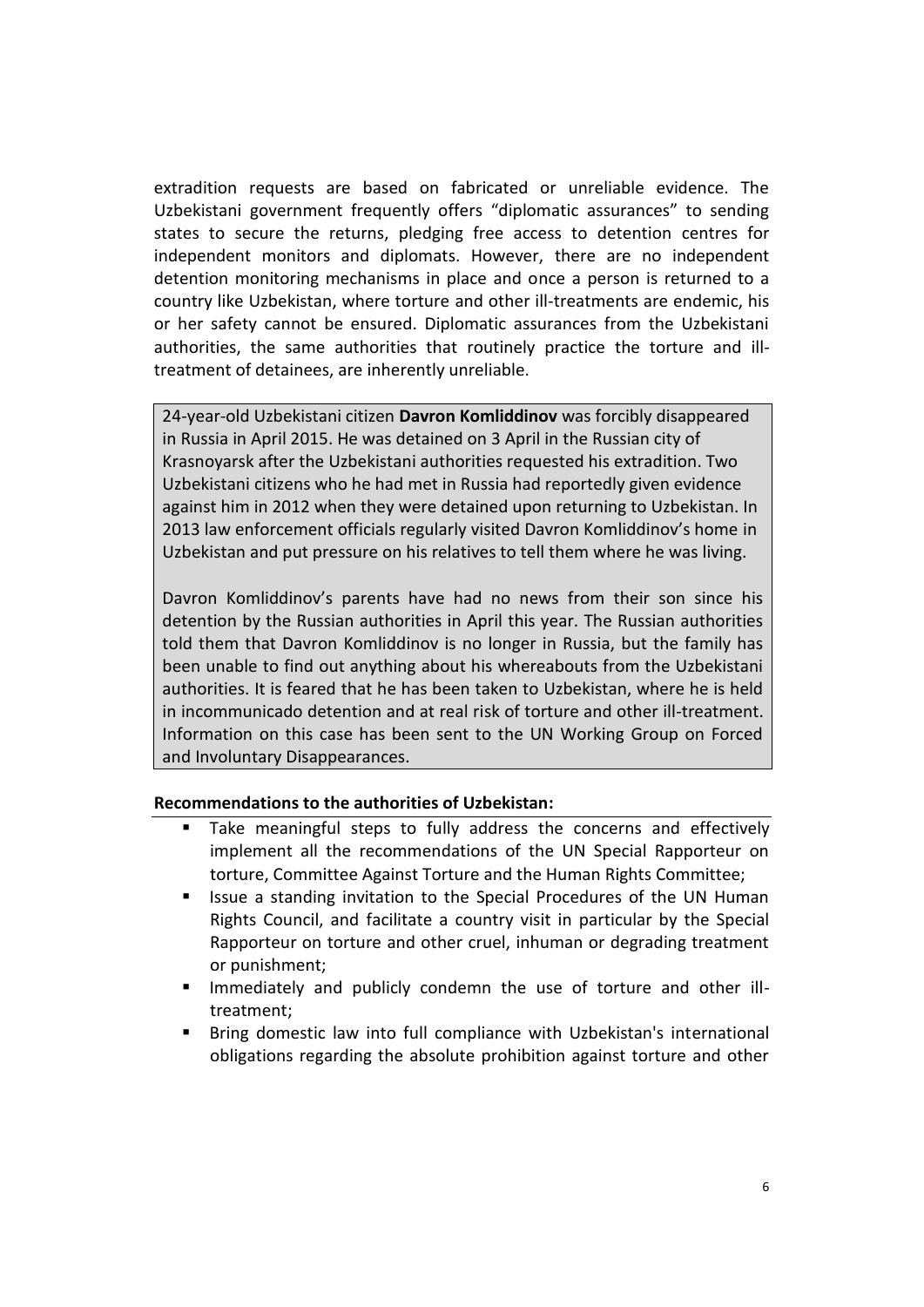extradition requests are based on fabricated or unreliable evidence. The Uzbekistani government frequently offers "diplomatic assurances" to sending states to secure the returns, pledging free access to detention centres for independent monitors and diplomats. However, there are no independent detention monitoring mechanisms in place and once a person is returned to a country like Uzbekistan, where torture and other ill-treatments are endemic, his or her safety cannot be ensured. Diplomatic assurances from the Uzbekistani authorities, the same authorities that routinely practice the torture and ill-treatment of detainees, are inherently unreliable.

> 24-year-old Uzbekistani citizen **Davron Komliddinov** was forcibly disappeared in Russia in April 2015. He was detained on 3 April in the Russian city of Krasnoyarsk after the Uzbekistani authorities requested his extradition. Two Uzbekistani citizens who he had met in Russia had reportedly given evidence against him in 2012 when they were detained upon returning to Uzbekistan. In 2013 law enforcement officials regularly visited Davron Komliddinov's home in Uzbekistan and put pressure on his relatives to tell them where he was living.
>
> Davron Komliddinov's parents have had no news from their son since his detention by the Russian authorities in April this year. The Russian authorities told them that Davron Komliddinov is no longer in Russia, but the family has been unable to find out anything about his whereabouts from the Uzbekistani authorities. It is feared that he has been taken to Uzbekistan, where he is held in incommunicado detention and at real risk of torture and other ill-treatment. Information on this case has been sent to the UN Working Group on Forced and Involuntary Disappearances.

**Recommendations to the authorities of Uzbekistan:**

- Take meaningful steps to fully address the concerns and effectively implement all the recommendations of the UN Special Rapporteur on torture, Committee Against Torture and the Human Rights Committee;
- Issue a standing invitation to the Special Procedures of the UN Human Rights Council, and facilitate a country visit in particular by the Special Rapporteur on torture and other cruel, inhuman or degrading treatment or punishment;
- Immediately and publicly condemn the use of torture and other ill-treatment;
- Bring domestic law into full compliance with Uzbekistan's international obligations regarding the absolute prohibition against torture and other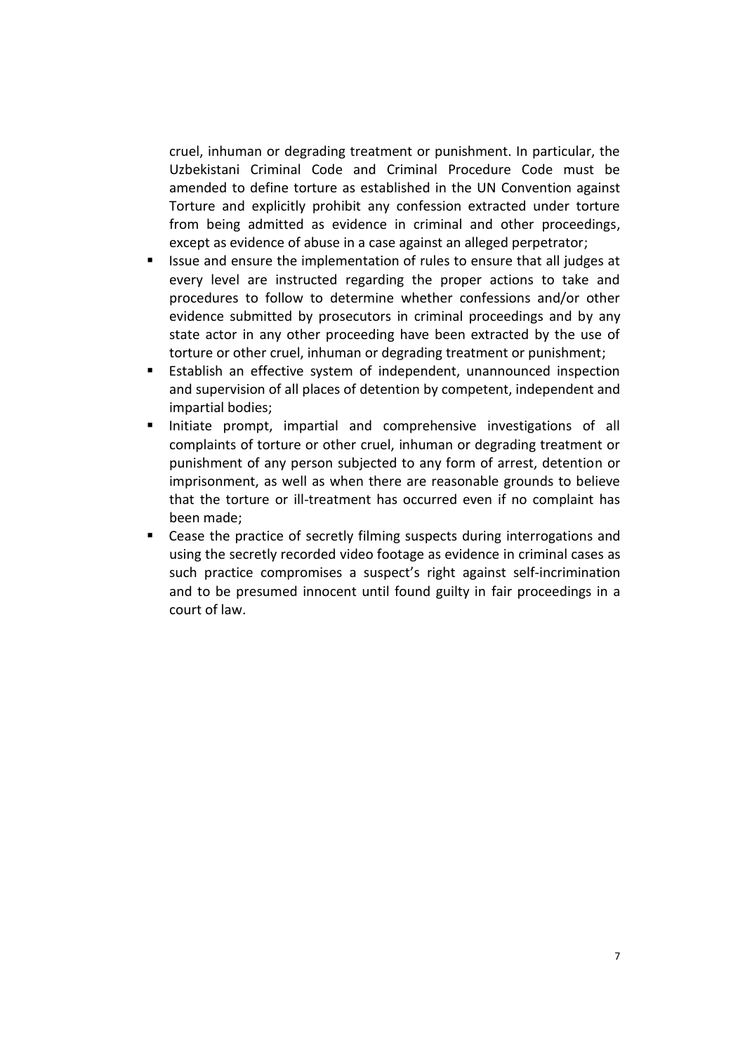cruel, inhuman or degrading treatment or punishment. In particular, the Uzbekistani Criminal Code and Criminal Procedure Code must be amended to define torture as established in the UN Convention against Torture and explicitly prohibit any confession extracted under torture from being admitted as evidence in criminal and other proceedings, except as evidence of abuse in a case against an alleged perpetrator;

- Issue and ensure the implementation of rules to ensure that all judges at every level are instructed regarding the proper actions to take and procedures to follow to determine whether confessions and/or other evidence submitted by prosecutors in criminal proceedings and by any state actor in any other proceeding have been extracted by the use of torture or other cruel, inhuman or degrading treatment or punishment;
- Establish an effective system of independent, unannounced inspection and supervision of all places of detention by competent, independent and impartial bodies;
- Initiate prompt, impartial and comprehensive investigations of all complaints of torture or other cruel, inhuman or degrading treatment or punishment of any person subjected to any form of arrest, detention or imprisonment, as well as when there are reasonable grounds to believe that the torture or ill-treatment has occurred even if no complaint has been made;
- Cease the practice of secretly filming suspects during interrogations and using the secretly recorded video footage as evidence in criminal cases as such practice compromises a suspect's right against self-incrimination and to be presumed innocent until found guilty in fair proceedings in a court of law.